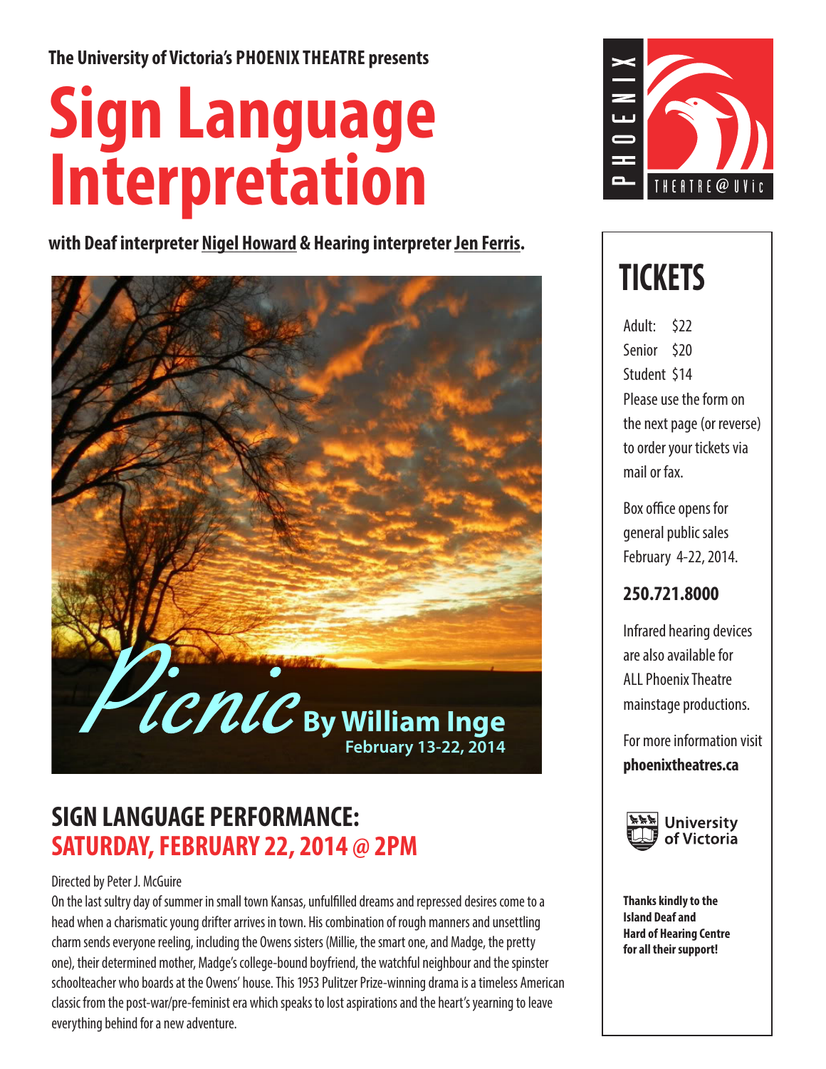**The University of Victoria's PHOENIX THEATRE presents**

# Sign Language Interpretation

**with Deaf interpreter Nigel Howard & Hearing interpreter Jen Ferris.**

*Picnic* **By William Inge**

**February 13-22, 2014**

## SIGN LANGUAGE PERFORMANCE: SATURDAY, FEBRUARY 22, 2014 @ 2PM

Directed by Peter J. McGuire

On the last sultry day of summer in small town Kansas, unfulfilled dreams and repressed desires come to a head when a charismatic young drifter arrives in town. His combination of rough manners and unsettling charm sends everyone reeling, including the Owens sisters (Millie, the smart one, and Madge, the pretty one), their determined mother, Madge's college-bound boyfriend, the watchful neighbour and the spinster schoolteacher who boards at the Owens' house. This 1953 Pulitzer Prize-winning drama is a timeless American classic from the post-war/pre-feminist era which speaks to lost aspirations and the heart's yearning to leave everything behind for a new adventure.

PHOENIX THEATRE@UVic

## TICKETS

Adult: $22
Senior $20
Student $14

Please use the form on the next page (or reverse) to order your tickets via mail or fax.

Box office opens for general public sales February 4-22, 2014.

**250.721.8000**

Infrared hearing devices are also available for ALL Phoenix Theatre mainstage productions.

For more information visit **phoenixtheatres.ca**

University of Victoria

**Thanks kindly to the Island Deaf and Hard of Hearing Centre for all their support!**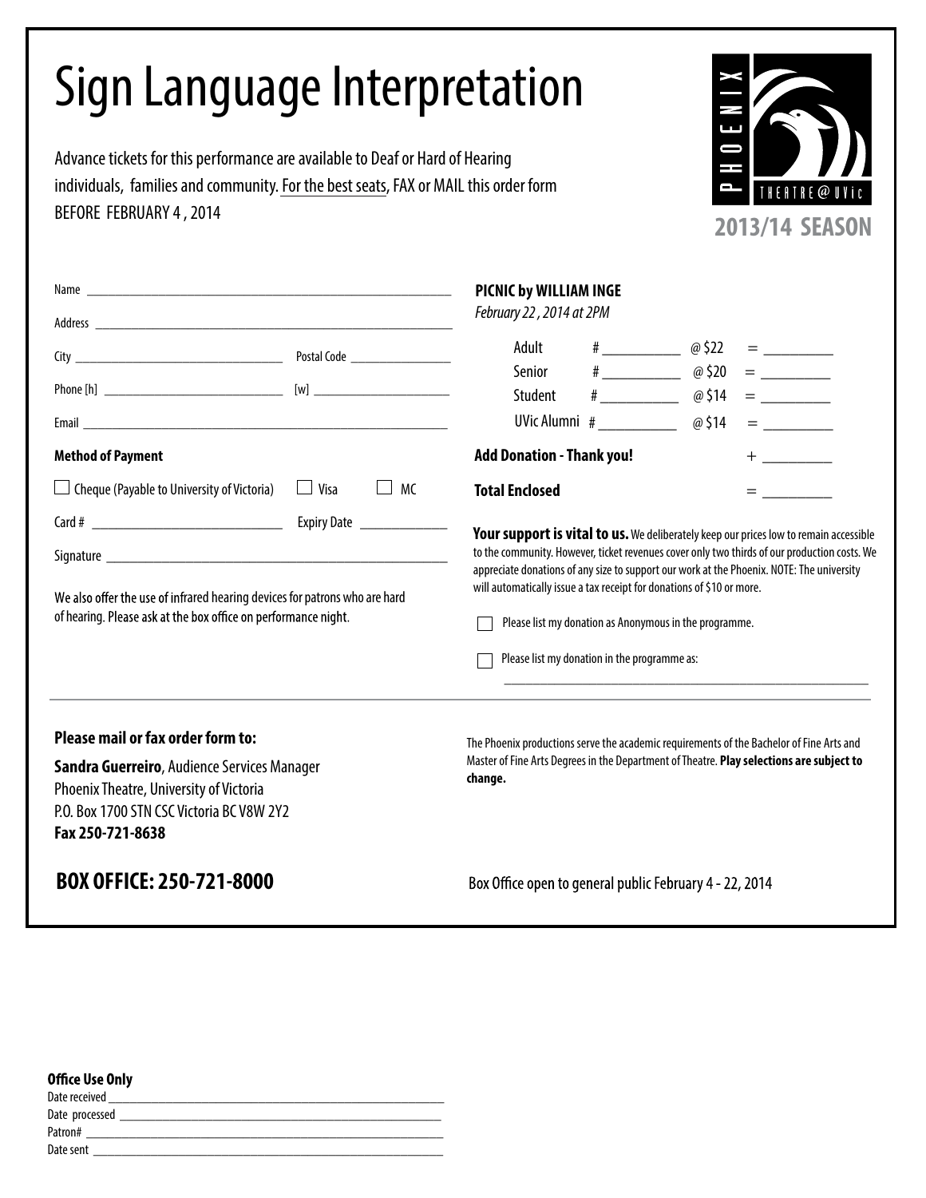# Sign Language Interpretation

Advance tickets for this performance are available to Deaf or Hard of Hearing individuals, families and community. For the best seats, FAX or MAIL this order form BEFORE FEBRUARY 4 , 2014

PHOENIX THEATRE@UVic

**2013/14 SEASON**

Name ______________________________

Address ______________________________

City ______________________ Postal Code ____________

Phone [h] ______________________ [w] ______________________

Email ______________________________

**Method of Payment**

☐ Cheque (Payable to University of Victoria) ☐ Visa ☐ MC

Card # ______________________ Expiry Date ____________

Signature ______________________________

We also offer the use of infrared hearing devices for patrons who are hard of hearing. Please ask at the box office on performance night.

**PICNIC by WILLIAM INGE**

*February 22 , 2014 at 2PM*

| | | | |
|---|---|---|---|
| Adult | # ________ | @ $22 | = ________ |
| Senior | # ________ | @ $20 | = ________ |
| Student | # ________ | @ $14 | = ________ |
| UVic Alumni | # ________ | @ $14 | = ________ |

**Add Donation - Thank you!** + ________

**Total Enclosed** = ________

**Your support is vital to us.** We deliberately keep our prices low to remain accessible to the community. However, ticket revenues cover only two thirds of our production costs. We appreciate donations of any size to support our work at the Phoenix. NOTE: The university will automatically issue a tax receipt for donations of $10 or more.

☐ Please list my donation as Anonymous in the programme.

☐ Please list my donation in the programme as:

______________________________

**Please mail or fax order form to:**

**Sandra Guerreiro**, Audience Services Manager
Phoenix Theatre, University of Victoria
P.O. Box 1700 STN CSC Victoria BC V8W 2Y2
**Fax 250-721-8638**

The Phoenix productions serve the academic requirements of the Bachelor of Fine Arts and Master of Fine Arts Degrees in the Department of Theatre. **Play selections are subject to change.**

**BOX OFFICE: 250-721-8000**

Box Office open to general public February 4 - 22, 2014

**Office Use Only**

Date received ______________________________
Date processed ______________________________
Patron# ______________________________
Date sent ______________________________